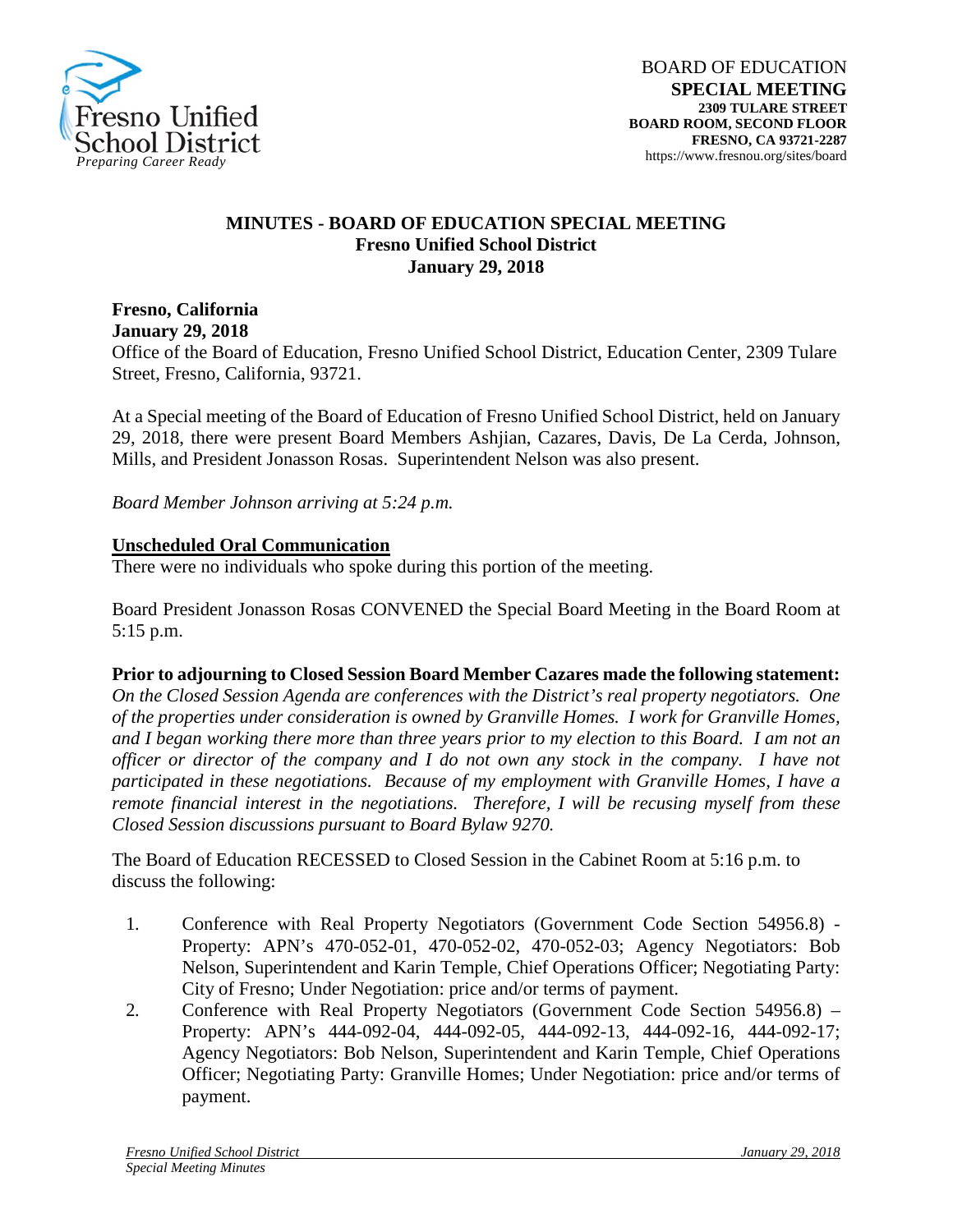BOARD OF EDUCATION
**SPECIAL MEETING**
**2309 TULARE STREET**
**BOARD ROOM, SECOND FLOOR**
**FRESNO, CA 93721-2287**
https://www.fresnou.org/sites/board

Fresno Unified School District
*Preparing Career Ready*

**MINUTES - BOARD OF EDUCATION SPECIAL MEETING**
**Fresno Unified School District**
**January 29, 2018**

**Fresno, California**
**January 29, 2018**
Office of the Board of Education, Fresno Unified School District, Education Center, 2309 Tulare Street, Fresno, California, 93721.

At a Special meeting of the Board of Education of Fresno Unified School District, held on January 29, 2018, there were present Board Members Ashjian, Cazares, Davis, De La Cerda, Johnson, Mills, and President Jonasson Rosas. Superintendent Nelson was also present.

*Board Member Johnson arriving at 5:24 p.m.*

**Unscheduled Oral Communication**
There were no individuals who spoke during this portion of the meeting.

Board President Jonasson Rosas CONVENED the Special Board Meeting in the Board Room at 5:15 p.m.

**Prior to adjourning to Closed Session Board Member Cazares made the following statement:**
*On the Closed Session Agenda are conferences with the District's real property negotiators. One of the properties under consideration is owned by Granville Homes. I work for Granville Homes, and I began working there more than three years prior to my election to this Board. I am not an officer or director of the company and I do not own any stock in the company. I have not participated in these negotiations. Because of my employment with Granville Homes, I have a remote financial interest in the negotiations. Therefore, I will be recusing myself from these Closed Session discussions pursuant to Board Bylaw 9270.*

The Board of Education RECESSED to Closed Session in the Cabinet Room at 5:16 p.m. to discuss the following:

1. Conference with Real Property Negotiators (Government Code Section 54956.8) - Property: APN's 470-052-01, 470-052-02, 470-052-03; Agency Negotiators: Bob Nelson, Superintendent and Karin Temple, Chief Operations Officer; Negotiating Party: City of Fresno; Under Negotiation: price and/or terms of payment.
2. Conference with Real Property Negotiators (Government Code Section 54956.8) – Property: APN's 444-092-04, 444-092-05, 444-092-13, 444-092-16, 444-092-17; Agency Negotiators: Bob Nelson, Superintendent and Karin Temple, Chief Operations Officer; Negotiating Party: Granville Homes; Under Negotiation: price and/or terms of payment.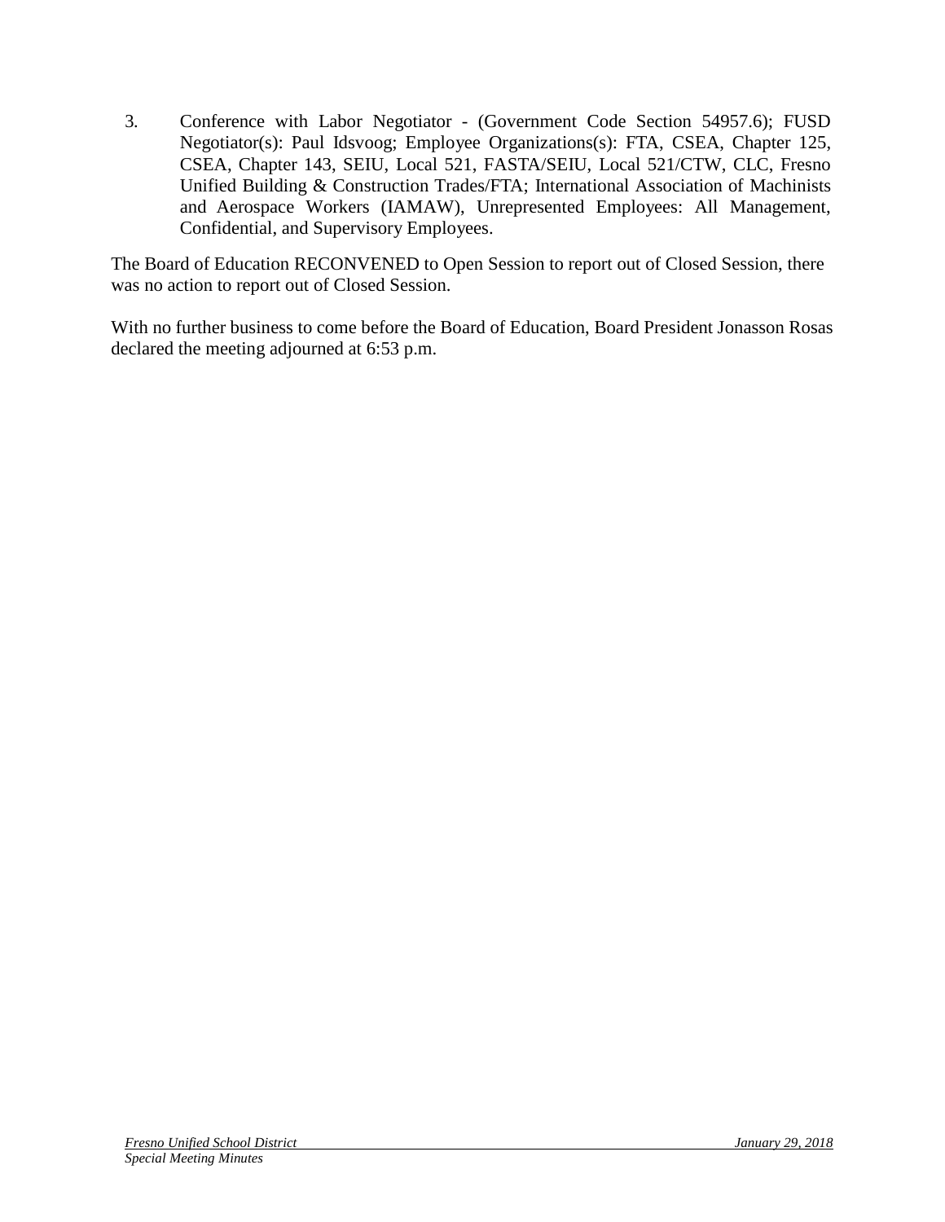3. Conference with Labor Negotiator - (Government Code Section 54957.6); FUSD Negotiator(s): Paul Idsvoog; Employee Organizations(s): FTA, CSEA, Chapter 125, CSEA, Chapter 143, SEIU, Local 521, FASTA/SEIU, Local 521/CTW, CLC, Fresno Unified Building & Construction Trades/FTA; International Association of Machinists and Aerospace Workers (IAMAW), Unrepresented Employees: All Management, Confidential, and Supervisory Employees.

The Board of Education RECONVENED to Open Session to report out of Closed Session, there was no action to report out of Closed Session.

With no further business to come before the Board of Education, Board President Jonasson Rosas declared the meeting adjourned at 6:53 p.m.